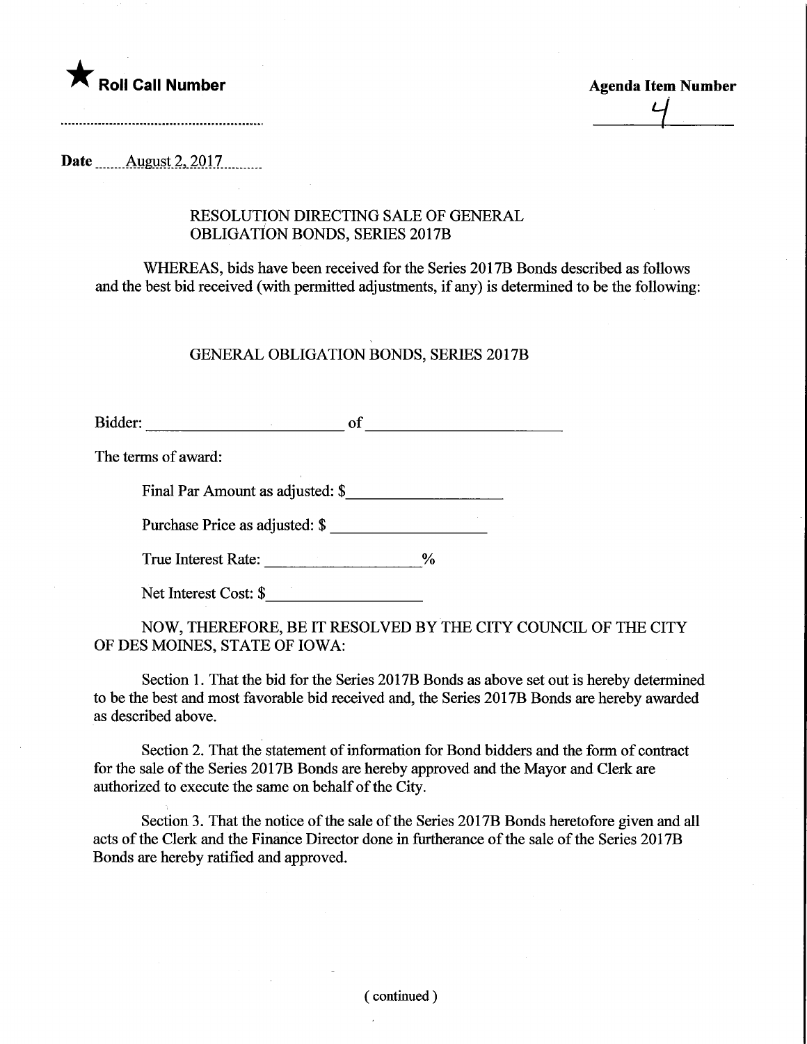★ **Roll Call Number**

**Agenda Item Number**

4

**Date** August 2, 2017

RESOLUTION DIRECTING SALE OF GENERAL OBLIGATION BONDS, SERIES 2017B

WHEREAS, bids have been received for the Series 2017B Bonds described as follows and the best bid received (with permitted adjustments, if any) is determined to be the following:

GENERAL OBLIGATION BONDS, SERIES 2017B

Bidder: ________________________ of ________________________

The terms of award:

Final Par Amount as adjusted: $___________________

Purchase Price as adjusted: $ ___________________

True Interest Rate: ___________________%

Net Interest Cost: $___________________

NOW, THEREFORE, BE IT RESOLVED BY THE CITY COUNCIL OF THE CITY OF DES MOINES, STATE OF IOWA:

Section 1. That the bid for the Series 2017B Bonds as above set out is hereby determined to be the best and most favorable bid received and, the Series 2017B Bonds are hereby awarded as described above.

Section 2. That the statement of information for Bond bidders and the form of contract for the sale of the Series 2017B Bonds are hereby approved and the Mayor and Clerk are authorized to execute the same on behalf of the City.

Section 3. That the notice of the sale of the Series 2017B Bonds heretofore given and all acts of the Clerk and the Finance Director done in furtherance of the sale of the Series 2017B Bonds are hereby ratified and approved.

( continued )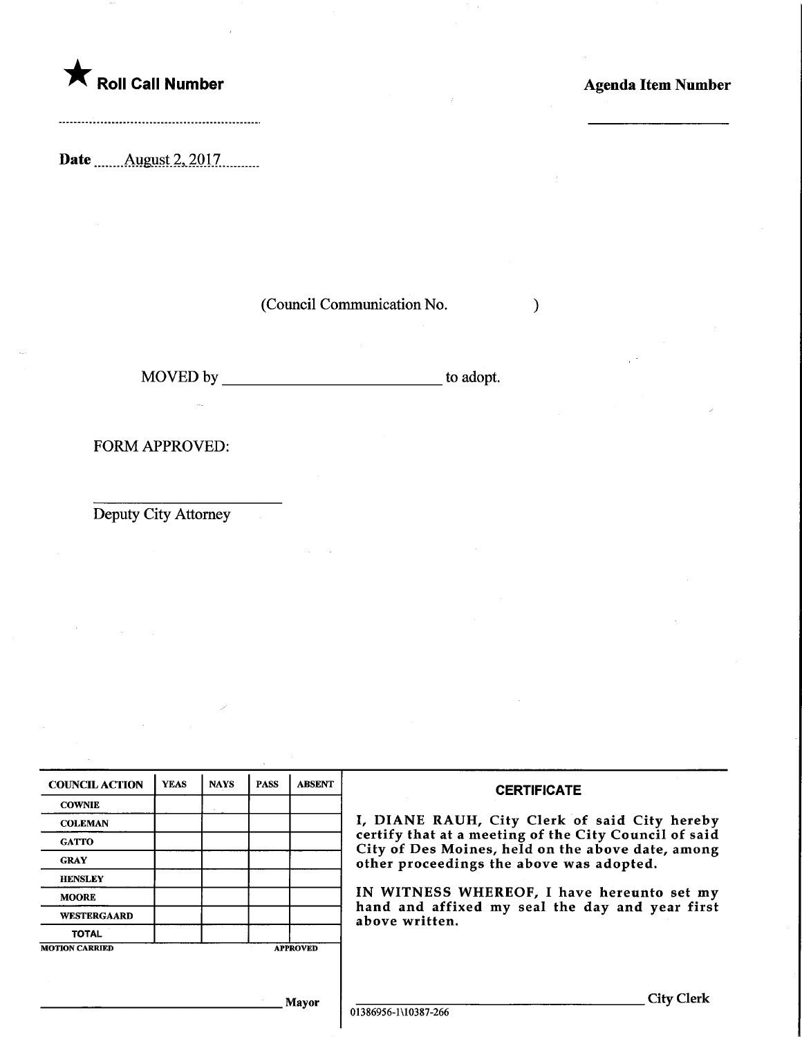★ **Roll Call Number**

**Agenda Item Number**

**Date** August 2, 2017

(Council Communication No. )

MOVED by ____________________ to adopt.

FORM APPROVED:

____________________
Deputy City Attorney

| COUNCIL ACTION | YEAS | NAYS | PASS | ABSENT |
|---|---|---|---|---|
| COWNIE | | | | |
| COLEMAN | | | | |
| GATTO | | | | |
| GRAY | | | | |
| HENSLEY | | | | |
| MOORE | | | | |
| WESTERGAARD | | | | |
| TOTAL | | | | |

MOTION CARRIED APPROVED

____________________ Mayor

**CERTIFICATE**

I, DIANE RAUH, City Clerk of said City hereby certify that at a meeting of the City Council of said City of Des Moines, held on the above date, among other proceedings the above was adopted.

IN WITNESS WHEREOF, I have hereunto set my hand and affixed my seal the day and year first above written.

____________________ City Clerk

01386956-1\10387-266